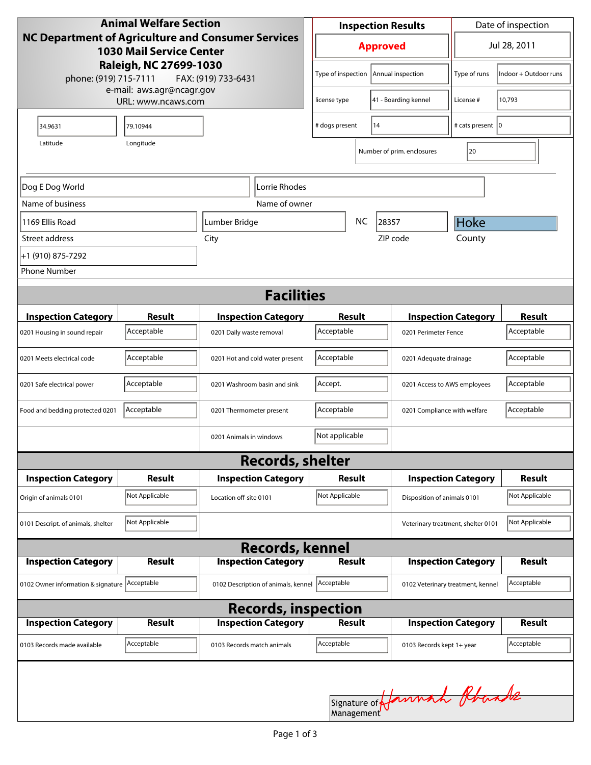**Animal Welfare Section**
**NC Department of Agriculture and Consumer Services**
**1030 Mail Service Center**
**Raleigh, NC 27699-1030**
phone: (919) 715-7111 FAX: (919) 733-6431
e-mail: aws.agr@ncagr.gov
URL: www.ncaws.com

| Inspection Results | Date of inspection |
| --- | --- |
| **Approved** | Jul 28, 2011 |

| | | | |
| --- | --- | --- | --- |
| Type of inspection | Annual inspection | Type of runs | Indoor + Outdoor runs |
| license type | 41 - Boarding kennel | License # | 10,793 |
| # dogs present | 14 | # cats present | 0 |
| Number of prim. enclosures | 20 | | |

| Latitude | Longitude |
| --- | --- |
| 34.9631 | 79.10944 |

| | |
| --- | --- |
| Name of business | Dog E Dog World |
| Name of owner | Lorrie Rhodes |
| Street address | 1169 Ellis Road |
| City | Lumber Bridge |
| State | NC |
| ZIP code | 28357 |
| County | Hoke |
| Phone Number | +1 (910) 875-7292 |

## Facilities

| Inspection Category | Result | Inspection Category | Result | Inspection Category | Result |
| --- | --- | --- | --- | --- | --- |
| 0201 Housing in sound repair | Acceptable | 0201 Daily waste removal | Acceptable | 0201 Perimeter Fence | Acceptable |
| 0201 Meets electrical code | Acceptable | 0201 Hot and cold water present | Acceptable | 0201 Adequate drainage | Acceptable |
| 0201 Safe electrical power | Acceptable | 0201 Washroom basin and sink | Accept. | 0201 Access to AWS employees | Acceptable |
| Food and bedding protected 0201 | Acceptable | 0201 Thermometer present | Acceptable | 0201 Compliance with welfare | Acceptable |
| | | 0201 Animals in windows | Not applicable | | |

## Records, shelter

| Inspection Category | Result | Inspection Category | Result | Inspection Category | Result |
| --- | --- | --- | --- | --- | --- |
| Origin of animals 0101 | Not Applicable | Location off-site 0101 | Not Applicable | Disposition of animals 0101 | Not Applicable |
| 0101 Descript. of animals, shelter | Not Applicable | | | Veterinary treatment, shelter 0101 | Not Applicable |

## Records, kennel

| Inspection Category | Result | Inspection Category | Result | Inspection Category | Result |
| --- | --- | --- | --- | --- | --- |
| 0102 Owner information & signature | Acceptable | 0102 Description of animals, kennel | Acceptable | 0102 Veterinary treatment, kennel | Acceptable |

## Records, inspection

| Inspection Category | Result | Inspection Category | Result | Inspection Category | Result |
| --- | --- | --- | --- | --- | --- |
| 0103 Records made available | Acceptable | 0103 Records match animals | Acceptable | 0103 Records kept 1+ year | Acceptable |

Signature of Management: Hannah Rhodes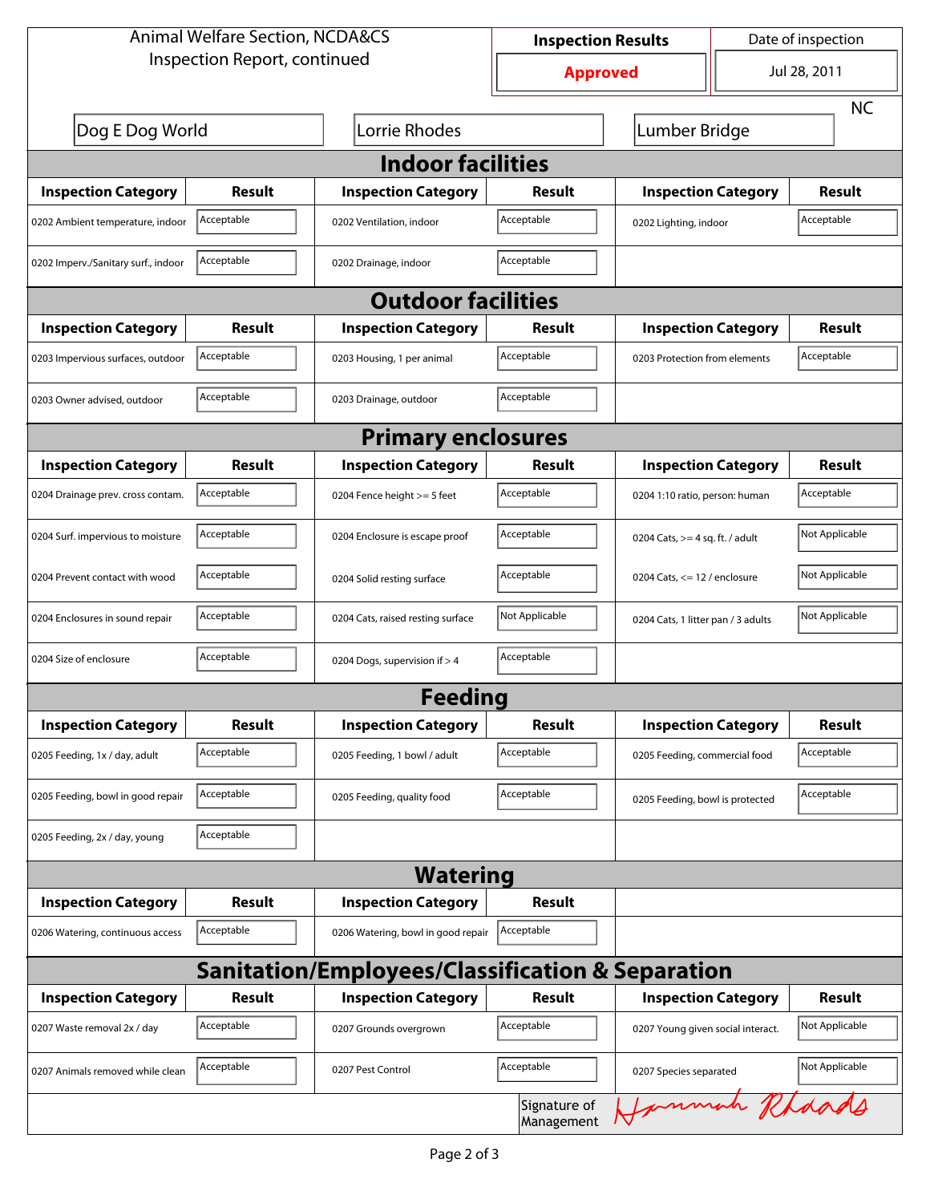Animal Welfare Section, NCDA&CS
Inspection Report, continued

| Inspection Results | Date of inspection |
|---|---|
| **Approved** | Jul 28, 2011 |

| Dog E Dog World | Lorrie Rhodes | Lumber Bridge | NC |
|---|---|---|---|

## Indoor facilities

| Inspection Category | Result | Inspection Category | Result | Inspection Category | Result |
|---|---|---|---|---|---|
| 0202 Ambient temperature, indoor | Acceptable | 0202 Ventilation, indoor | Acceptable | 0202 Lighting, indoor | Acceptable |
| 0202 Imperv./Sanitary surf., indoor | Acceptable | 0202 Drainage, indoor | Acceptable | | |

## Outdoor facilities

| Inspection Category | Result | Inspection Category | Result | Inspection Category | Result |
|---|---|---|---|---|---|
| 0203 Impervious surfaces, outdoor | Acceptable | 0203 Housing, 1 per animal | Acceptable | 0203 Protection from elements | Acceptable |
| 0203 Owner advised, outdoor | Acceptable | 0203 Drainage, outdoor | Acceptable | | |

## Primary enclosures

| Inspection Category | Result | Inspection Category | Result | Inspection Category | Result |
|---|---|---|---|---|---|
| 0204 Drainage prev. cross contam. | Acceptable | 0204 Fence height >= 5 feet | Acceptable | 0204 1:10 ratio, person: human | Acceptable |
| 0204 Surf. impervious to moisture | Acceptable | 0204 Enclosure is escape proof | Acceptable | 0204 Cats, >= 4 sq. ft. / adult | Not Applicable |
| 0204 Prevent contact with wood | Acceptable | 0204 Solid resting surface | Acceptable | 0204 Cats, <= 12 / enclosure | Not Applicable |
| 0204 Enclosures in sound repair | Acceptable | 0204 Cats, raised resting surface | Not Applicable | 0204 Cats, 1 litter pan / 3 adults | Not Applicable |
| 0204 Size of enclosure | Acceptable | 0204 Dogs, supervision if > 4 | Acceptable | | |

## Feeding

| Inspection Category | Result | Inspection Category | Result | Inspection Category | Result |
|---|---|---|---|---|---|
| 0205 Feeding, 1x / day, adult | Acceptable | 0205 Feeding, 1 bowl / adult | Acceptable | 0205 Feeding, commercial food | Acceptable |
| 0205 Feeding, bowl in good repair | Acceptable | 0205 Feeding, quality food | Acceptable | 0205 Feeding, bowl is protected | Acceptable |
| 0205 Feeding, 2x / day, young | Acceptable | | | | |

## Watering

| Inspection Category | Result | Inspection Category | Result |
|---|---|---|---|
| 0206 Watering, continuous access | Acceptable | 0206 Watering, bowl in good repair | Acceptable |

## Sanitation/Employees/Classification & Separation

| Inspection Category | Result | Inspection Category | Result | Inspection Category | Result |
|---|---|---|---|---|---|
| 0207 Waste removal 2x / day | Acceptable | 0207 Grounds overgrown | Acceptable | 0207 Young given social interact. | Not Applicable |
| 0207 Animals removed while clean | Acceptable | 0207 Pest Control | Acceptable | 0207 Species separated | Not Applicable |

Signature of Management: Hannah Rhodes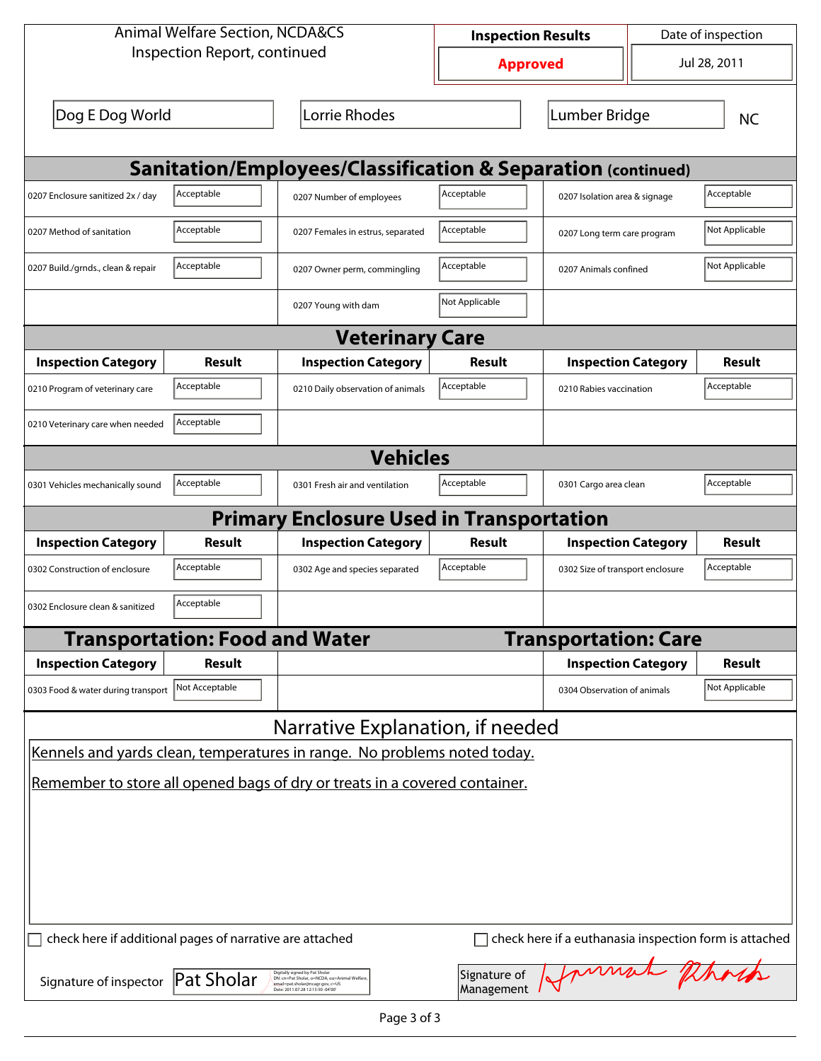Animal Welfare Section, NCDA&CS
Inspection Report, continued

| Inspection Results | Date of inspection |
|---|---|
| **Approved** | Jul 28, 2011 |

Dog E Dog World | Lorrie Rhodes | Lumber Bridge | NC

## Sanitation/Employees/Classification & Separation (continued)

| | | | | | |
|---|---|---|---|---|---|
| 0207 Enclosure sanitized 2x / day | Acceptable | 0207 Number of employees | Acceptable | 0207 Isolation area & signage | Acceptable |
| 0207 Method of sanitation | Acceptable | 0207 Females in estrus, separated | Acceptable | 0207 Long term care program | Not Applicable |
| 0207 Build./grnds., clean & repair | Acceptable | 0207 Owner perm, commingling | Acceptable | 0207 Animals confined | Not Applicable |
| | | 0207 Young with dam | Not Applicable | | |

## Veterinary Care

| Inspection Category | Result | Inspection Category | Result | Inspection Category | Result |
|---|---|---|---|---|---|
| 0210 Program of veterinary care | Acceptable | 0210 Daily observation of animals | Acceptable | 0210 Rabies vaccination | Acceptable |
| 0210 Veterinary care when needed | Acceptable | | | | |

## Vehicles

| | | | | | |
|---|---|---|---|---|---|
| 0301 Vehicles mechanically sound | Acceptable | 0301 Fresh air and ventilation | Acceptable | 0301 Cargo area clean | Acceptable |

## Primary Enclosure Used in Transportation

| Inspection Category | Result | Inspection Category | Result | Inspection Category | Result |
|---|---|---|---|---|---|
| 0302 Construction of enclosure | Acceptable | 0302 Age and species separated | Acceptable | 0302 Size of transport enclosure | Acceptable |
| 0302 Enclosure clean & sanitized | Acceptable | | | | |

## Transportation: Food and Water

| Inspection Category | Result |
|---|---|
| 0303 Food & water during transport | Not Acceptable |

## Transportation: Care

| Inspection Category | Result |
|---|---|
| 0304 Observation of animals | Not Applicable |

## Narrative Explanation, if needed

Kennels and yards clean, temperatures in range. No problems noted today.

Remember to store all opened bags of dry or treats in a covered container.

☐ check here if additional pages of narrative are attached

☐ check here if a euthanasia inspection form is attached

Signature of inspector: Pat Sholar (Digitally signed by Pat Sholar, DN: cn=Pat Sholar, o=NCDA, ou=Animal Welfare, email=pat.sholar@ncagr.gov, c=US, Date: 2011.07.28 12:15:50 -04'00')

Signature of Management: [signature]